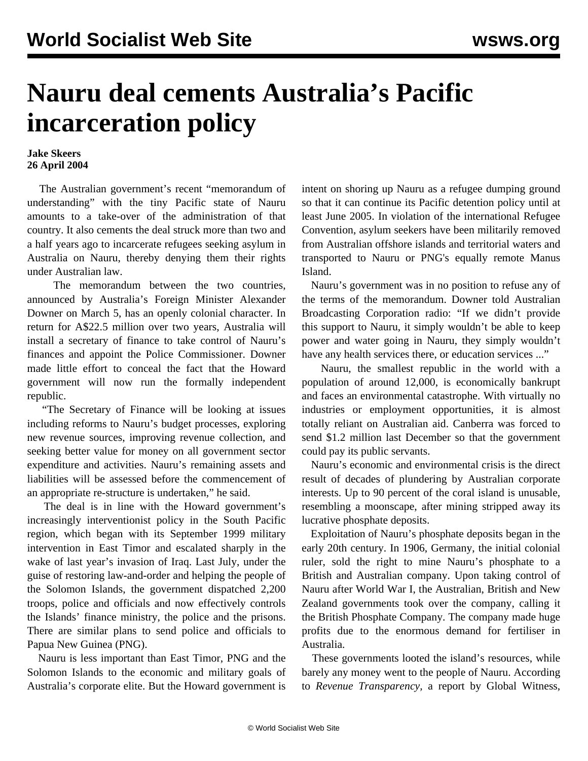# Nauru deal cements Australia's Pacific incarceration policy

**Jake Skeers**
**26 April 2004**

The Australian government's recent "memorandum of understanding" with the tiny Pacific state of Nauru amounts to a take-over of the administration of that country. It also cements the deal struck more than two and a half years ago to incarcerate refugees seeking asylum in Australia on Nauru, thereby denying them their rights under Australian law.

The memorandum between the two countries, announced by Australia's Foreign Minister Alexander Downer on March 5, has an openly colonial character. In return for A$22.5 million over two years, Australia will install a secretary of finance to take control of Nauru's finances and appoint the Police Commissioner. Downer made little effort to conceal the fact that the Howard government will now run the formally independent republic.

"The Secretary of Finance will be looking at issues including reforms to Nauru's budget processes, exploring new revenue sources, improving revenue collection, and seeking better value for money on all government sector expenditure and activities. Nauru's remaining assets and liabilities will be assessed before the commencement of an appropriate re-structure is undertaken," he said.

The deal is in line with the Howard government's increasingly interventionist policy in the South Pacific region, which began with its September 1999 military intervention in East Timor and escalated sharply in the wake of last year's invasion of Iraq. Last July, under the guise of restoring law-and-order and helping the people of the Solomon Islands, the government dispatched 2,200 troops, police and officials and now effectively controls the Islands' finance ministry, the police and the prisons. There are similar plans to send police and officials to Papua New Guinea (PNG).

Nauru is less important than East Timor, PNG and the Solomon Islands to the economic and military goals of Australia's corporate elite. But the Howard government is intent on shoring up Nauru as a refugee dumping ground so that it can continue its Pacific detention policy until at least June 2005. In violation of the international Refugee Convention, asylum seekers have been militarily removed from Australian offshore islands and territorial waters and transported to Nauru or PNG's equally remote Manus Island.

Nauru's government was in no position to refuse any of the terms of the memorandum. Downer told Australian Broadcasting Corporation radio: "If we didn't provide this support to Nauru, it simply wouldn't be able to keep power and water going in Nauru, they simply wouldn't have any health services there, or education services ..."

Nauru, the smallest republic in the world with a population of around 12,000, is economically bankrupt and faces an environmental catastrophe. With virtually no industries or employment opportunities, it is almost totally reliant on Australian aid. Canberra was forced to send $1.2 million last December so that the government could pay its public servants.

Nauru's economic and environmental crisis is the direct result of decades of plundering by Australian corporate interests. Up to 90 percent of the coral island is unusable, resembling a moonscape, after mining stripped away its lucrative phosphate deposits.

Exploitation of Nauru's phosphate deposits began in the early 20th century. In 1906, Germany, the initial colonial ruler, sold the right to mine Nauru's phosphate to a British and Australian company. Upon taking control of Nauru after World War I, the Australian, British and New Zealand governments took over the company, calling it the British Phosphate Company. The company made huge profits due to the enormous demand for fertiliser in Australia.

These governments looted the island's resources, while barely any money went to the people of Nauru. According to *Revenue Transparency*, a report by Global Witness,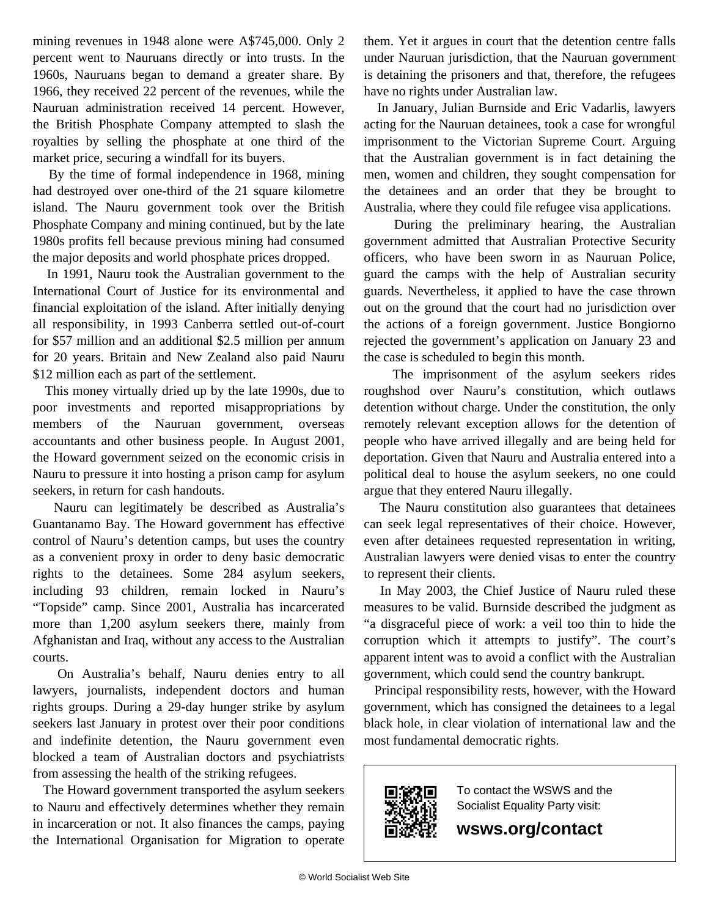mining revenues in 1948 alone were A$745,000. Only 2 percent went to Nauruans directly or into trusts. In the 1960s, Nauruans began to demand a greater share. By 1966, they received 22 percent of the revenues, while the Nauruan administration received 14 percent. However, the British Phosphate Company attempted to slash the royalties by selling the phosphate at one third of the market price, securing a windfall for its buyers.

By the time of formal independence in 1968, mining had destroyed over one-third of the 21 square kilometre island. The Nauru government took over the British Phosphate Company and mining continued, but by the late 1980s profits fell because previous mining had consumed the major deposits and world phosphate prices dropped.

In 1991, Nauru took the Australian government to the International Court of Justice for its environmental and financial exploitation of the island. After initially denying all responsibility, in 1993 Canberra settled out-of-court for $57 million and an additional $2.5 million per annum for 20 years. Britain and New Zealand also paid Nauru $12 million each as part of the settlement.

This money virtually dried up by the late 1990s, due to poor investments and reported misappropriations by members of the Nauruan government, overseas accountants and other business people. In August 2001, the Howard government seized on the economic crisis in Nauru to pressure it into hosting a prison camp for asylum seekers, in return for cash handouts.

Nauru can legitimately be described as Australia's Guantanamo Bay. The Howard government has effective control of Nauru's detention camps, but uses the country as a convenient proxy in order to deny basic democratic rights to the detainees. Some 284 asylum seekers, including 93 children, remain locked in Nauru's "Topside" camp. Since 2001, Australia has incarcerated more than 1,200 asylum seekers there, mainly from Afghanistan and Iraq, without any access to the Australian courts.

On Australia's behalf, Nauru denies entry to all lawyers, journalists, independent doctors and human rights groups. During a 29-day hunger strike by asylum seekers last January in protest over their poor conditions and indefinite detention, the Nauru government even blocked a team of Australian doctors and psychiatrists from assessing the health of the striking refugees.

The Howard government transported the asylum seekers to Nauru and effectively determines whether they remain in incarceration or not. It also finances the camps, paying the International Organisation for Migration to operate them. Yet it argues in court that the detention centre falls under Nauruan jurisdiction, that the Nauruan government is detaining the prisoners and that, therefore, the refugees have no rights under Australian law.

In January, Julian Burnside and Eric Vadarlis, lawyers acting for the Nauruan detainees, took a case for wrongful imprisonment to the Victorian Supreme Court. Arguing that the Australian government is in fact detaining the men, women and children, they sought compensation for the detainees and an order that they be brought to Australia, where they could file refugee visa applications.

During the preliminary hearing, the Australian government admitted that Australian Protective Security officers, who have been sworn in as Nauruan Police, guard the camps with the help of Australian security guards. Nevertheless, it applied to have the case thrown out on the ground that the court had no jurisdiction over the actions of a foreign government. Justice Bongiorno rejected the government's application on January 23 and the case is scheduled to begin this month.

The imprisonment of the asylum seekers rides roughshod over Nauru's constitution, which outlaws detention without charge. Under the constitution, the only remotely relevant exception allows for the detention of people who have arrived illegally and are being held for deportation. Given that Nauru and Australia entered into a political deal to house the asylum seekers, no one could argue that they entered Nauru illegally.

The Nauru constitution also guarantees that detainees can seek legal representatives of their choice. However, even after detainees requested representation in writing, Australian lawyers were denied visas to enter the country to represent their clients.

In May 2003, the Chief Justice of Nauru ruled these measures to be valid. Burnside described the judgment as "a disgraceful piece of work: a veil too thin to hide the corruption which it attempts to justify". The court's apparent intent was to avoid a conflict with the Australian government, which could send the country bankrupt.

Principal responsibility rests, however, with the Howard government, which has consigned the detainees to a legal black hole, in clear violation of international law and the most fundamental democratic rights.

To contact the WSWS and the Socialist Equality Party visit:

**wsws.org/contact**

© World Socialist Web Site